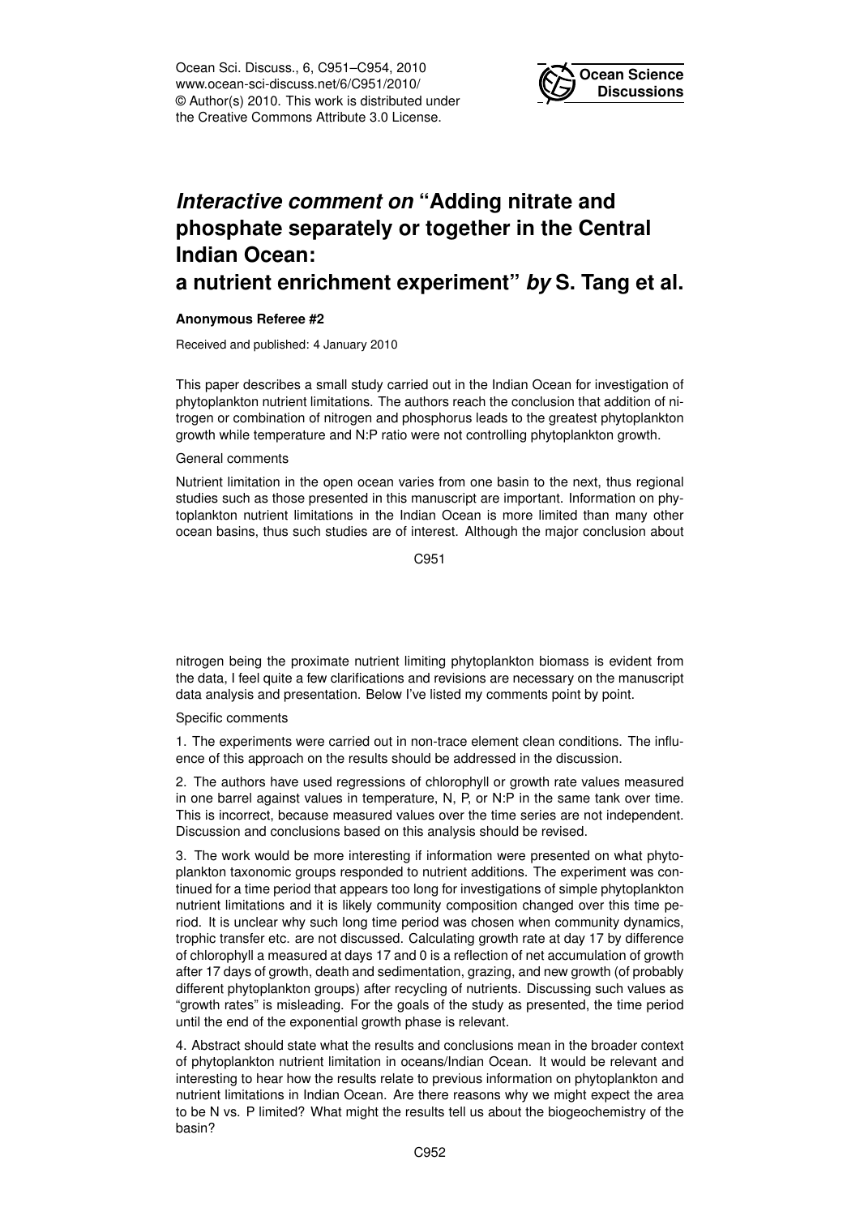# *Interactive comment on* "Adding nitrate and phosphate separately or together in the Central Indian Ocean: a nutrient enrichment experiment" *by* S. Tang et al.

**Anonymous Referee #2**

Received and published: 4 January 2010

This paper describes a small study carried out in the Indian Ocean for investigation of phytoplankton nutrient limitations. The authors reach the conclusion that addition of nitrogen or combination of nitrogen and phosphorus leads to the greatest phytoplankton growth while temperature and N:P ratio were not controlling phytoplankton growth.

General comments

Nutrient limitation in the open ocean varies from one basin to the next, thus regional studies such as those presented in this manuscript are important. Information on phytoplankton nutrient limitations in the Indian Ocean is more limited than many other ocean basins, thus such studies are of interest. Although the major conclusion about nitrogen being the proximate nutrient limiting phytoplankton biomass is evident from the data, I feel quite a few clarifications and revisions are necessary on the manuscript data analysis and presentation. Below I've listed my comments point by point.

Specific comments

1. The experiments were carried out in non-trace element clean conditions. The influence of this approach on the results should be addressed in the discussion.

2. The authors have used regressions of chlorophyll or growth rate values measured in one barrel against values in temperature, N, P, or N:P in the same tank over time. This is incorrect, because measured values over the time series are not independent. Discussion and conclusions based on this analysis should be revised.

3. The work would be more interesting if information were presented on what phytoplankton taxonomic groups responded to nutrient additions. The experiment was continued for a time period that appears too long for investigations of simple phytoplankton nutrient limitations and it is likely community composition changed over this time period. It is unclear why such long time period was chosen when community dynamics, trophic transfer etc. are not discussed. Calculating growth rate at day 17 by difference of chlorophyll a measured at days 17 and 0 is a reflection of net accumulation of growth after 17 days of growth, death and sedimentation, grazing, and new growth (of probably different phytoplankton groups) after recycling of nutrients. Discussing such values as "growth rates" is misleading. For the goals of the study as presented, the time period until the end of the exponential growth phase is relevant.

4. Abstract should state what the results and conclusions mean in the broader context of phytoplankton nutrient limitation in oceans/Indian Ocean. It would be relevant and interesting to hear how the results relate to previous information on phytoplankton and nutrient limitations in Indian Ocean. Are there reasons why we might expect the area to be N vs. P limited? What might the results tell us about the biogeochemistry of the basin?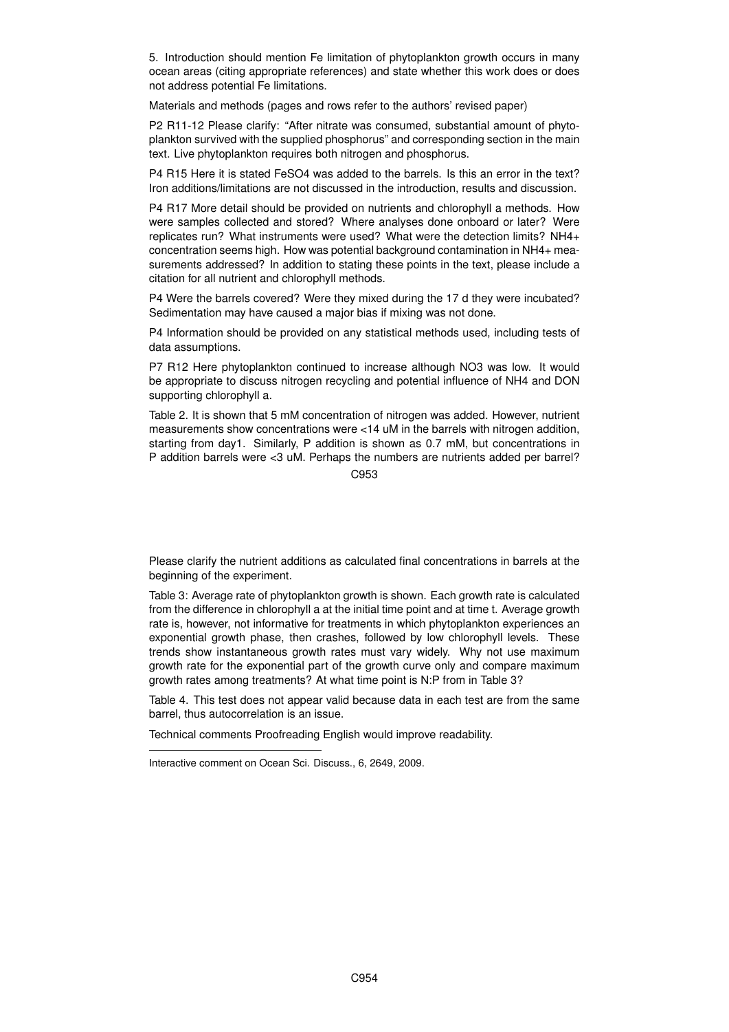5. Introduction should mention Fe limitation of phytoplankton growth occurs in many ocean areas (citing appropriate references) and state whether this work does or does not address potential Fe limitations.

Materials and methods (pages and rows refer to the authors' revised paper)

P2 R11-12 Please clarify: "After nitrate was consumed, substantial amount of phytoplankton survived with the supplied phosphorus" and corresponding section in the main text. Live phytoplankton requires both nitrogen and phosphorus.

P4 R15 Here it is stated $FeSO_4$ was added to the barrels. Is this an error in the text? Iron additions/limitations are not discussed in the introduction, results and discussion.

P4 R17 More detail should be provided on nutrients and chlorophyll a methods. How were samples collected and stored? Where analyses done onboard or later? Were replicates run? What instruments were used? What were the detection limits? $NH_4^+$ concentration seems high. How was potential background contamination in $NH_4^+$ measurements addressed? In addition to stating these points in the text, please include a citation for all nutrient and chlorophyll methods.

P4 Were the barrels covered? Were they mixed during the 17 d they were incubated? Sedimentation may have caused a major bias if mixing was not done.

P4 Information should be provided on any statistical methods used, including tests of data assumptions.

P7 R12 Here phytoplankton continued to increase although $NO_3$ was low. It would be appropriate to discuss nitrogen recycling and potential influence of $NH_4$ and DON supporting chlorophyll a.

Table 2. It is shown that 5 mM concentration of nitrogen was added. However, nutrient measurements show concentrations were <14 uM in the barrels with nitrogen addition, starting from day1. Similarly, P addition is shown as 0.7 mM, but concentrations in P addition barrels were <3 uM. Perhaps the numbers are nutrients added per barrel? Please clarify the nutrient additions as calculated final concentrations in barrels at the beginning of the experiment.

Table 3: Average rate of phytoplankton growth is shown. Each growth rate is calculated from the difference in chlorophyll a at the initial time point and at time t. Average growth rate is, however, not informative for treatments in which phytoplankton experiences an exponential growth phase, then crashes, followed by low chlorophyll levels. These trends show instantaneous growth rates must vary widely. Why not use maximum growth rate for the exponential part of the growth curve only and compare maximum growth rates among treatments? At what time point is N:P from in Table 3?

Table 4. This test does not appear valid because data in each test are from the same barrel, thus autocorrelation is an issue.

Technical comments Proofreading English would improve readability.

---

Interactive comment on Ocean Sci. Discuss., 6, 2649, 2009.